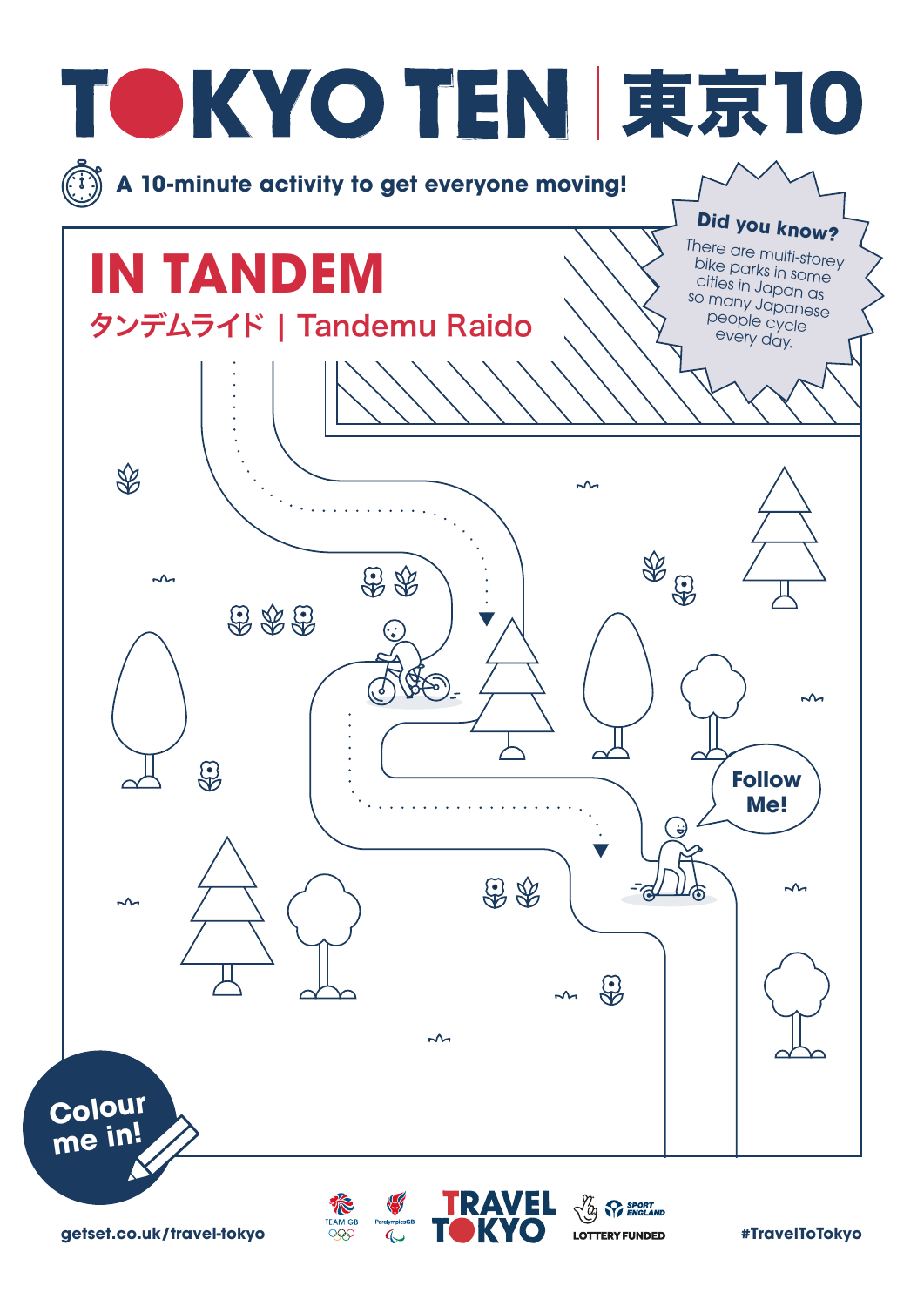# TOKYO TEN | 東京10

A 10-minute activity to get everyone moving!

## IN TANDEM

タンデムライド | Tandemu Raido

**Did you know?**

There are multi-storey bike parks in some cities in Japan as so many Japanese people cycle every day.

Follow Me!

Colour me in!

getset.co.uk/travel-tokyo

TRAVEL TOKYO

LOTTERY FUNDED

#TravelToTokyo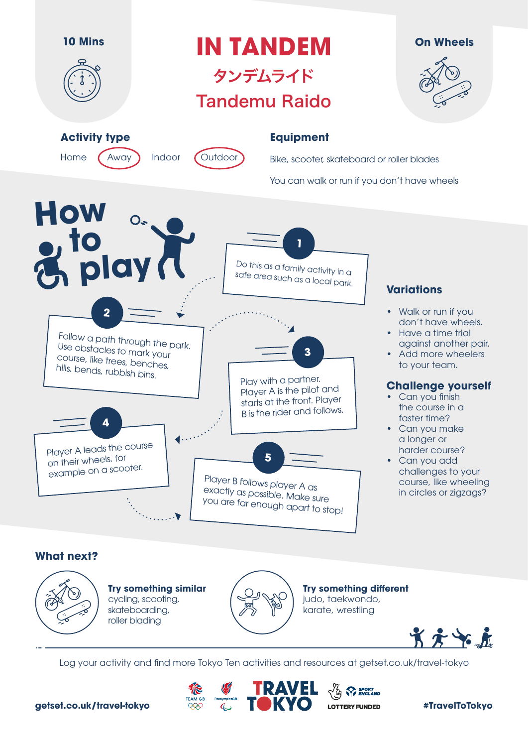10 Mins

# IN TANDEM

## タンデムライド

## Tandemu Raido

On Wheels

### Activity type

Home  **Away**  Indoor  **Outdoor**

### Equipment

Bike, scooter, skateboard or roller blades

You can walk or run if you don't have wheels

## How to play

1. Do this as a family activity in a safe area such as a local park.
2. Follow a path through the park. Use obstacles to mark your course, like trees, benches, hills, bends, rubbish bins.
3. Play with a partner. Player A is the pilot and starts at the front. Player B is the rider and follows.
4. Player A leads the course on their wheels, for example on a scooter.
5. Player B follows player A as exactly as possible. Make sure you are far enough apart to stop!

### Variations

- Walk or run if you don't have wheels.
- Have a time trial against another pair.
- Add more wheelers to your team.

### Challenge yourself

- Can you finish the course in a faster time?
- Can you make a longer or harder course?
- Can you add challenges to your course, like wheeling in circles or zigzags?

### What next?

**Try something similar**
cycling, scooting, skateboarding, roller blading

**Try something different**
judo, taekwondo, karate, wrestling

Log your activity and find more Tokyo Ten activities and resources at getset.co.uk/travel-tokyo

**getset.co.uk/travel-tokyo**

TEAM GB  ParalympicsGB  TRAVEL TOKYO  SPORT ENGLAND  LOTTERY FUNDED

**#TravelToTokyo**